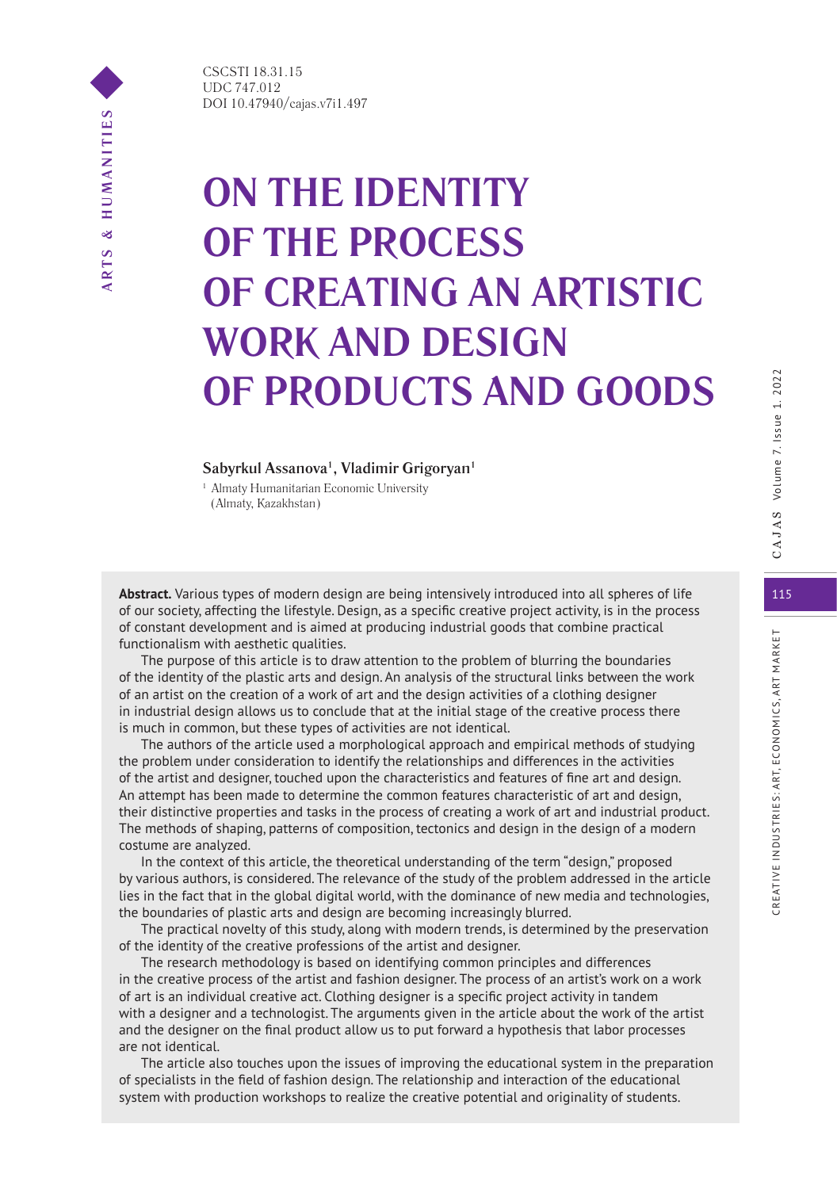CSCSTI 18.31.15
UDC 747.012
DOI 10.47940/cajas.v7i1.497

# ON THE IDENTITY OF THE PROCESS OF CREATING AN ARTISTIC WORK AND DESIGN OF PRODUCTS AND GOODS

**Sabyrkul Assanova[1], Vladimir Grigoryan[1]**

[1] Almaty Humanitarian Economic University (Almaty, Kazakhstan)

**Abstract.** Various types of modern design are being intensively introduced into all spheres of life of our society, affecting the lifestyle. Design, as a specific creative project activity, is in the process of constant development and is aimed at producing industrial goods that combine practical functionalism with aesthetic qualities.

The purpose of this article is to draw attention to the problem of blurring the boundaries of the identity of the plastic arts and design. An analysis of the structural links between the work of an artist on the creation of a work of art and the design activities of a clothing designer in industrial design allows us to conclude that at the initial stage of the creative process there is much in common, but these types of activities are not identical.

The authors of the article used a morphological approach and empirical methods of studying the problem under consideration to identify the relationships and differences in the activities of the artist and designer, touched upon the characteristics and features of fine art and design. An attempt has been made to determine the common features characteristic of art and design, their distinctive properties and tasks in the process of creating a work of art and industrial product. The methods of shaping, patterns of composition, tectonics and design in the design of a modern costume are analyzed.

In the context of this article, the theoretical understanding of the term "design," proposed by various authors, is considered. The relevance of the study of the problem addressed in the article lies in the fact that in the global digital world, with the dominance of new media and technologies, the boundaries of plastic arts and design are becoming increasingly blurred.

The practical novelty of this study, along with modern trends, is determined by the preservation of the identity of the creative professions of the artist and designer.

The research methodology is based on identifying common principles and differences in the creative process of the artist and fashion designer. The process of an artist's work on a work of art is an individual creative act. Clothing designer is a specific project activity in tandem with a designer and a technologist. The arguments given in the article about the work of the artist and the designer on the final product allow us to put forward a hypothesis that labor processes are not identical.

The article also touches upon the issues of improving the educational system in the preparation of specialists in the field of fashion design. The relationship and interaction of the educational system with production workshops to realize the creative potential and originality of students.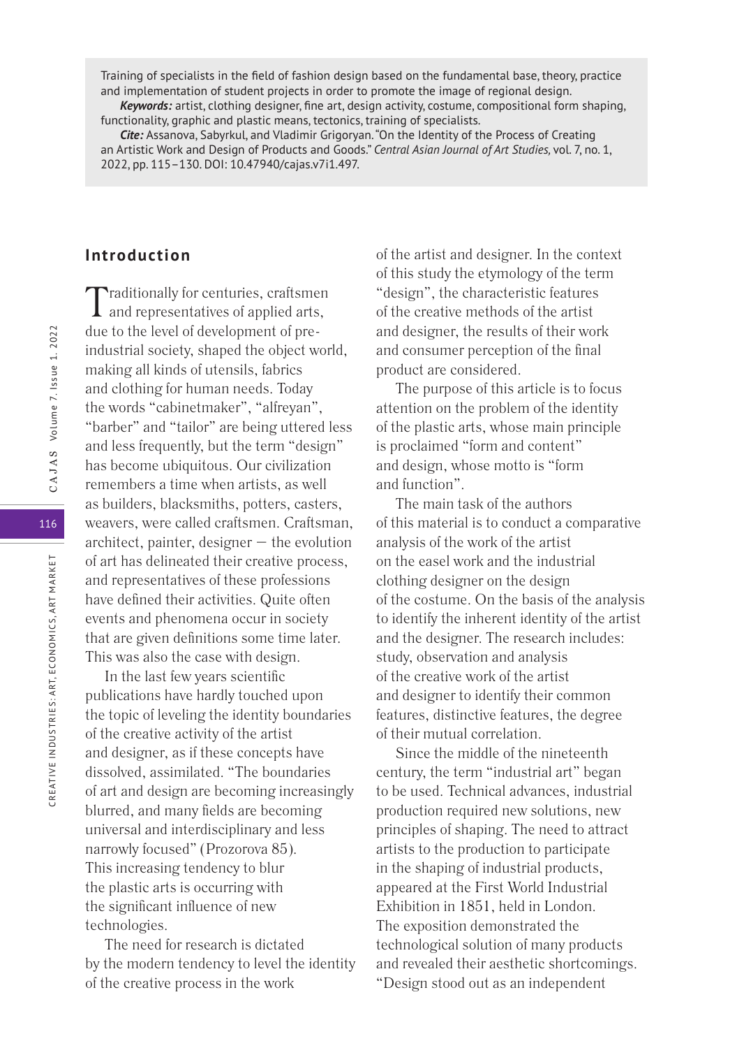Training of specialists in the field of fashion design based on the fundamental base, theory, practice and implementation of student projects in order to promote the image of regional design.

***Keywords:*** artist, clothing designer, fine art, design activity, costume, compositional form shaping, functionality, graphic and plastic means, tectonics, training of specialists.

***Cite:*** Assanova, Sabyrkul, and Vladimir Grigoryan. "On the Identity of the Process of Creating an Artistic Work and Design of Products and Goods." *Central Asian Journal of Art Studies,* vol. 7, no. 1, 2022, pp. 115–130. DOI: 10.47940/cajas.v7i1.497.

## Introduction

Traditionally for centuries, craftsmen and representatives of applied arts, due to the level of development of pre-industrial society, shaped the object world, making all kinds of utensils, fabrics and clothing for human needs. Today the words "cabinetmaker", "alfreyan", "barber" and "tailor" are being uttered less and less frequently, but the term "design" has become ubiquitous. Our civilization remembers a time when artists, as well as builders, blacksmiths, potters, casters, weavers, were called craftsmen. Craftsman, architect, painter, designer — the evolution of art has delineated their creative process, and representatives of these professions have defined their activities. Quite often events and phenomena occur in society that are given definitions some time later. This was also the case with design.

In the last few years scientific publications have hardly touched upon the topic of leveling the identity boundaries of the creative activity of the artist and designer, as if these concepts have dissolved, assimilated. "The boundaries of art and design are becoming increasingly blurred, and many fields are becoming universal and interdisciplinary and less narrowly focused" (Prozorova 85). This increasing tendency to blur the plastic arts is occurring with the significant influence of new technologies.

The need for research is dictated by the modern tendency to level the identity of the creative process in the work of the artist and designer. In the context of this study the etymology of the term "design", the characteristic features of the creative methods of the artist and designer, the results of their work and consumer perception of the final product are considered.

The purpose of this article is to focus attention on the problem of the identity of the plastic arts, whose main principle is proclaimed "form and content" and design, whose motto is "form and function".

The main task of the authors of this material is to conduct a comparative analysis of the work of the artist on the easel work and the industrial clothing designer on the design of the costume. On the basis of the analysis to identify the inherent identity of the artist and the designer. The research includes: study, observation and analysis of the creative work of the artist and designer to identify their common features, distinctive features, the degree of their mutual correlation.

Since the middle of the nineteenth century, the term "industrial art" began to be used. Technical advances, industrial production required new solutions, new principles of shaping. The need to attract artists to the production to participate in the shaping of industrial products, appeared at the First World Industrial Exhibition in 1851, held in London. The exposition demonstrated the technological solution of many products and revealed their aesthetic shortcomings. "Design stood out as an independent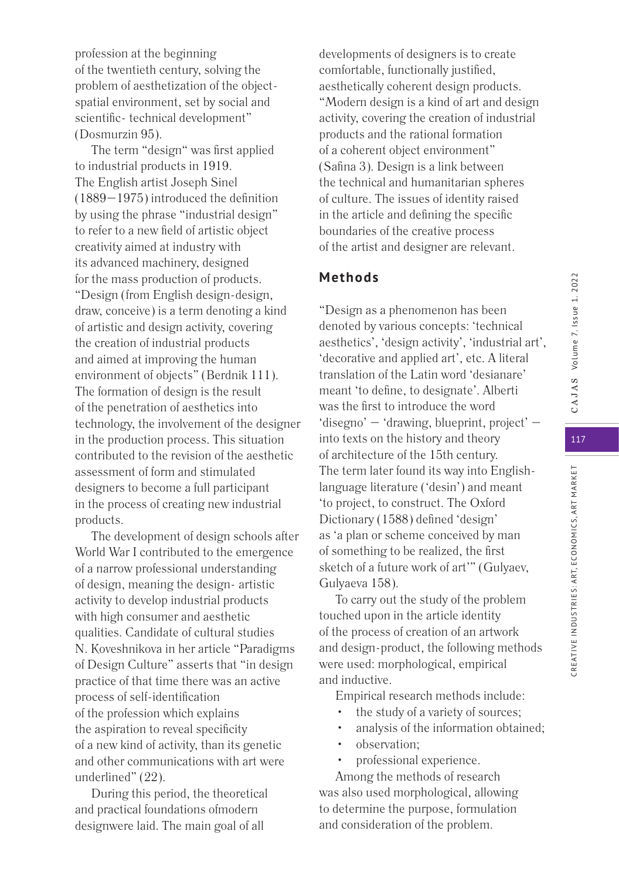profession at the beginning of the twentieth century, solving the problem of aesthetization of the object-spatial environment, set by social and scientific- technical development" (Dosmurzin 95).

The term "design" was first applied to industrial products in 1919. The English artist Joseph Sinel (1889–1975) introduced the definition by using the phrase "industrial design" to refer to a new field of artistic object creativity aimed at industry with its advanced machinery, designed for the mass production of products. "Design (from English design-design, draw, conceive) is a term denoting a kind of artistic and design activity, covering the creation of industrial products and aimed at improving the human environment of objects" (Berdnik 111). The formation of design is the result of the penetration of aesthetics into technology, the involvement of the designer in the production process. This situation contributed to the revision of the aesthetic assessment of form and stimulated designers to become a full participant in the process of creating new industrial products.

The development of design schools after World War I contributed to the emergence of a narrow professional understanding of design, meaning the design- artistic activity to develop industrial products with high consumer and aesthetic qualities. Candidate of cultural studies N. Koveshnikova in her article "Paradigms of Design Culture" asserts that "in design practice of that time there was an active process of self-identification of the profession which explains the aspiration to reveal specificity of a new kind of activity, than its genetic and other communications with art were underlined" (22).

During this period, the theoretical and practical foundations ofmodern designwere laid. The main goal of all developments of designers is to create comfortable, functionally justified, aesthetically coherent design products. "Modern design is a kind of art and design activity, covering the creation of industrial products and the rational formation of a coherent object environment" (Safina 3). Design is a link between the technical and humanitarian spheres of culture. The issues of identity raised in the article and defining the specific boundaries of the creative process of the artist and designer are relevant.

## Methods

"Design as a phenomenon has been denoted by various concepts: 'technical aesthetics', 'design activity', 'industrial art', 'decorative and applied art', etc. A literal translation of the Latin word 'desianare' meant 'to define, to designate'. Alberti was the first to introduce the word 'disegno' – 'drawing, blueprint, project' – into texts on the history and theory of architecture of the 15th century. The term later found its way into English-language literature ('desin') and meant 'to project, to construct. The Oxford Dictionary (1588) defined 'design' as 'a plan or scheme conceived by man of something to be realized, the first sketch of a future work of art'" (Gulyaev, Gulyaeva 158).

To carry out the study of the problem touched upon in the article identity of the process of creation of an artwork and design-product, the following methods were used: morphological, empirical and inductive.

Empirical research methods include:

- the study of a variety of sources;
- analysis of the information obtained;
- observation;
- professional experience.

Among the methods of research was also used morphological, allowing to determine the purpose, formulation and consideration of the problem.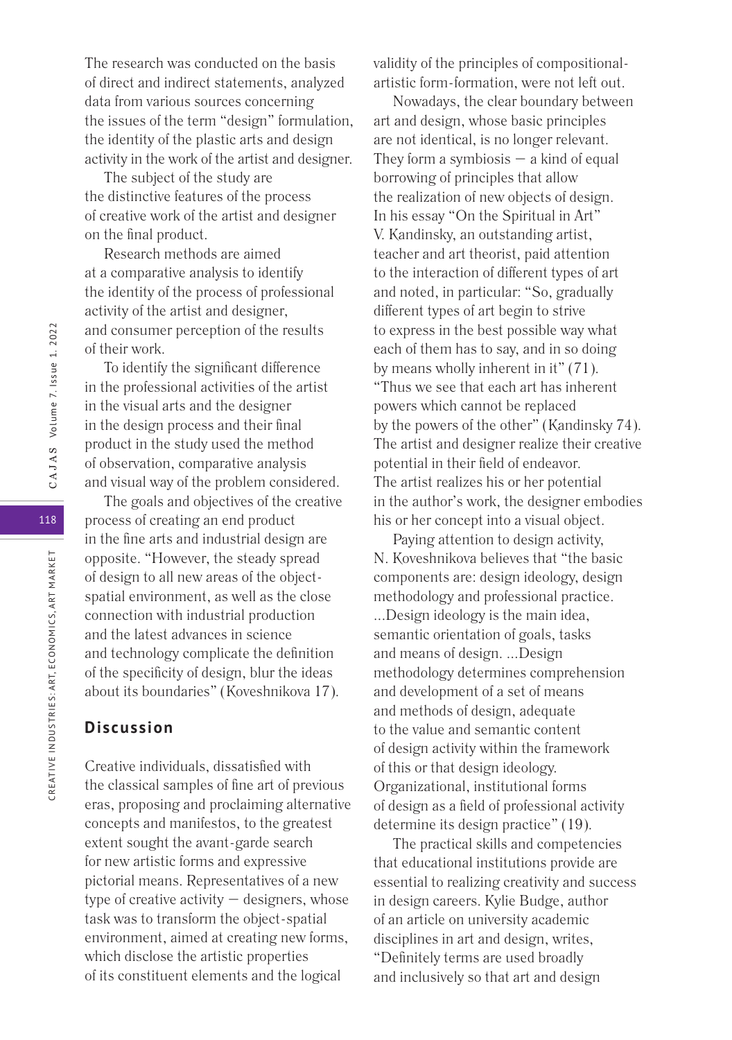The research was conducted on the basis of direct and indirect statements, analyzed data from various sources concerning the issues of the term "design" formulation, the identity of the plastic arts and design activity in the work of the artist and designer.

The subject of the study are the distinctive features of the process of creative work of the artist and designer on the final product.

Research methods are aimed at a comparative analysis to identify the identity of the process of professional activity of the artist and designer, and consumer perception of the results of their work.

To identify the significant difference in the professional activities of the artist in the visual arts and the designer in the design process and their final product in the study used the method of observation, comparative analysis and visual way of the problem considered.

The goals and objectives of the creative process of creating an end product in the fine arts and industrial design are opposite. "However, the steady spread of design to all new areas of the object-spatial environment, as well as the close connection with industrial production and the latest advances in science and technology complicate the definition of the specificity of design, blur the ideas about its boundaries" (Koveshnikova 17).

## Discussion

Creative individuals, dissatisfied with the classical samples of fine art of previous eras, proposing and proclaiming alternative concepts and manifestos, to the greatest extent sought the avant-garde search for new artistic forms and expressive pictorial means. Representatives of a new type of creative activity — designers, whose task was to transform the object-spatial environment, aimed at creating new forms, which disclose the artistic properties of its constituent elements and the logical validity of the principles of compositional-artistic form-formation, were not left out.

Nowadays, the clear boundary between art and design, whose basic principles are not identical, is no longer relevant. They form a symbiosis — a kind of equal borrowing of principles that allow the realization of new objects of design. In his essay "On the Spiritual in Art" V. Kandinsky, an outstanding artist, teacher and art theorist, paid attention to the interaction of different types of art and noted, in particular: "So, gradually different types of art begin to strive to express in the best possible way what each of them has to say, and in so doing by means wholly inherent in it" (71). "Thus we see that each art has inherent powers which cannot be replaced by the powers of the other" (Kandinsky 74). The artist and designer realize their creative potential in their field of endeavor. The artist realizes his or her potential in the author's work, the designer embodies his or her concept into a visual object.

Paying attention to design activity, N. Koveshnikova believes that "the basic components are: design ideology, design methodology and professional practice. ...Design ideology is the main idea, semantic orientation of goals, tasks and means of design. ...Design methodology determines comprehension and development of a set of means and methods of design, adequate to the value and semantic content of design activity within the framework of this or that design ideology. Organizational, institutional forms of design as a field of professional activity determine its design practice" (19).

The practical skills and competencies that educational institutions provide are essential to realizing creativity and success in design careers. Kylie Budge, author of an article on university academic disciplines in art and design, writes, "Definitely terms are used broadly and inclusively so that art and design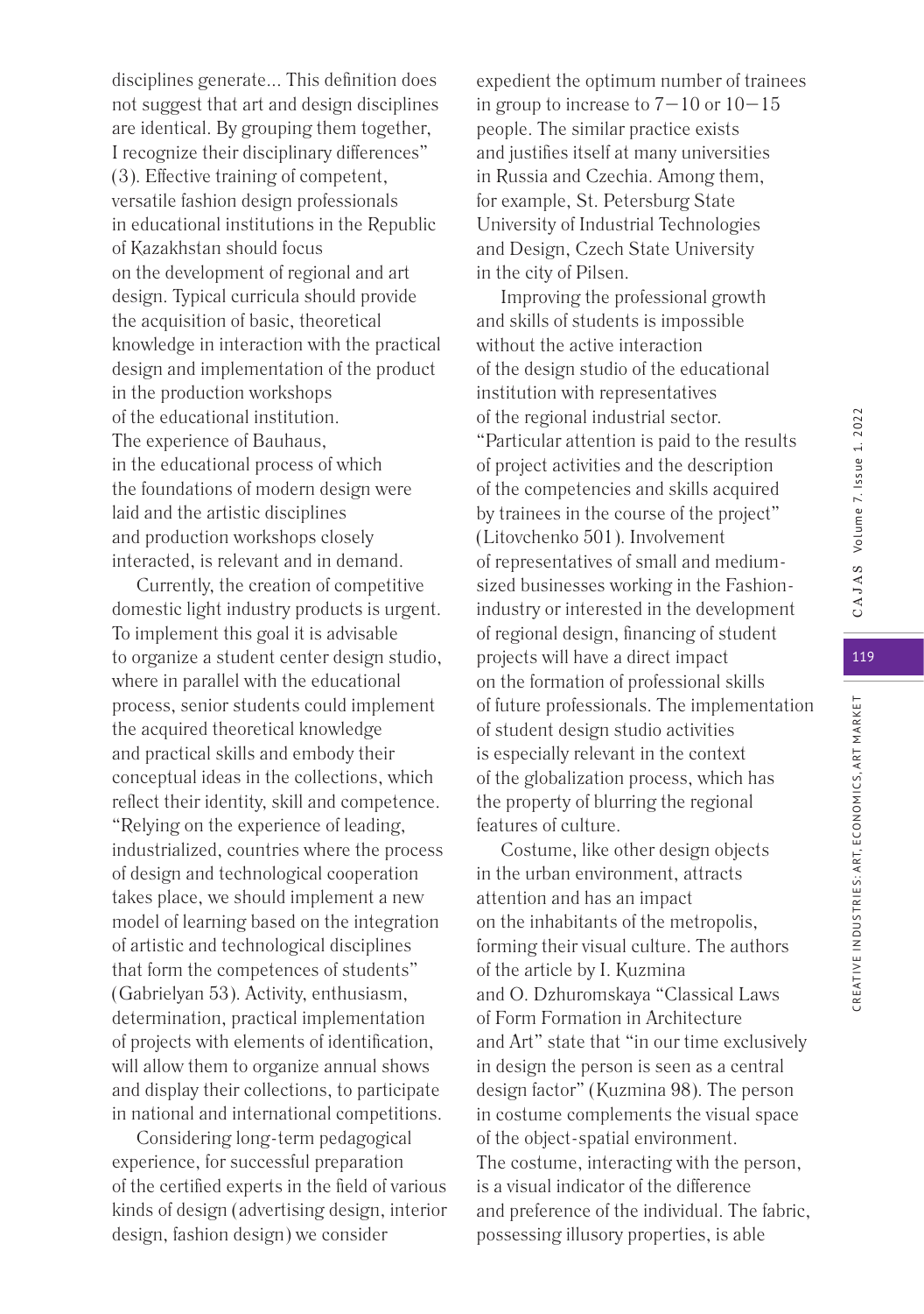disciplines generate... This definition does not suggest that art and design disciplines are identical. By grouping them together, I recognize their disciplinary differences" (3). Effective training of competent, versatile fashion design professionals in educational institutions in the Republic of Kazakhstan should focus on the development of regional and art design. Typical curricula should provide the acquisition of basic, theoretical knowledge in interaction with the practical design and implementation of the product in the production workshops of the educational institution. The experience of Bauhaus, in the educational process of which the foundations of modern design were laid and the artistic disciplines and production workshops closely interacted, is relevant and in demand.

Currently, the creation of competitive domestic light industry products is urgent. To implement this goal it is advisable to organize a student center design studio, where in parallel with the educational process, senior students could implement the acquired theoretical knowledge and practical skills and embody their conceptual ideas in the collections, which reflect their identity, skill and competence. "Relying on the experience of leading, industrialized, countries where the process of design and technological cooperation takes place, we should implement a new model of learning based on the integration of artistic and technological disciplines that form the competences of students" (Gabrielyan 53). Activity, enthusiasm, determination, practical implementation of projects with elements of identification, will allow them to organize annual shows and display their collections, to participate in national and international competitions.

Considering long-term pedagogical experience, for successful preparation of the certified experts in the field of various kinds of design (advertising design, interior design, fashion design) we consider expedient the optimum number of trainees in group to increase to 7–10 or 10–15 people. The similar practice exists and justifies itself at many universities in Russia and Czechia. Among them, for example, St. Petersburg State University of Industrial Technologies and Design, Czech State University in the city of Pilsen.

Improving the professional growth and skills of students is impossible without the active interaction of the design studio of the educational institution with representatives of the regional industrial sector. "Particular attention is paid to the results of project activities and the description of the competencies and skills acquired by trainees in the course of the project" (Litovchenko 501). Involvement of representatives of small and medium-sized businesses working in the Fashion-industry or interested in the development of regional design, financing of student projects will have a direct impact on the formation of professional skills of future professionals. The implementation of student design studio activities is especially relevant in the context of the globalization process, which has the property of blurring the regional features of culture.

Costume, like other design objects in the urban environment, attracts attention and has an impact on the inhabitants of the metropolis, forming their visual culture. The authors of the article by I. Kuzmina and O. Dzhuromskaya "Classical Laws of Form Formation in Architecture and Art" state that "in our time exclusively in design the person is seen as a central design factor" (Kuzmina 98). The person in costume complements the visual space of the object-spatial environment. The costume, interacting with the person, is a visual indicator of the difference and preference of the individual. The fabric, possessing illusory properties, is able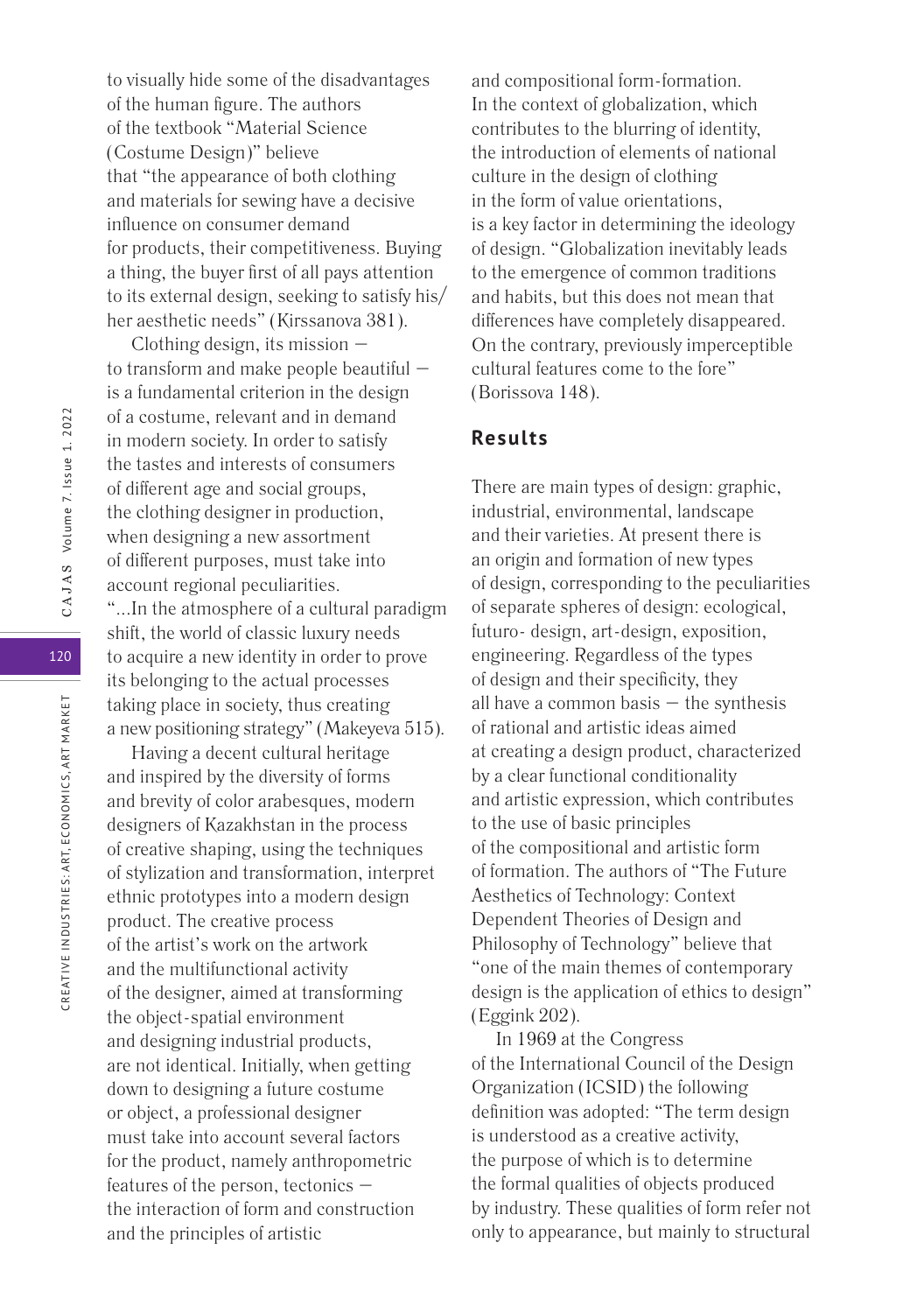to visually hide some of the disadvantages of the human figure. The authors of the textbook "Material Science (Costume Design)" believe that "the appearance of both clothing and materials for sewing have a decisive influence on consumer demand for products, their competitiveness. Buying a thing, the buyer first of all pays attention to its external design, seeking to satisfy his/her aesthetic needs" (Kirssanova 381).

Clothing design, its mission — to transform and make people beautiful — is a fundamental criterion in the design of a costume, relevant and in demand in modern society. In order to satisfy the tastes and interests of consumers of different age and social groups, the clothing designer in production, when designing a new assortment of different purposes, must take into account regional peculiarities. "...In the atmosphere of a cultural paradigm shift, the world of classic luxury needs to acquire a new identity in order to prove its belonging to the actual processes taking place in society, thus creating a new positioning strategy" (Makeyeva 515).

Having a decent cultural heritage and inspired by the diversity of forms and brevity of color arabesques, modern designers of Kazakhstan in the process of creative shaping, using the techniques of stylization and transformation, interpret ethnic prototypes into a modern design product. The creative process of the artist's work on the artwork and the multifunctional activity of the designer, aimed at transforming the object-spatial environment and designing industrial products, are not identical. Initially, when getting down to designing a future costume or object, a professional designer must take into account several factors for the product, namely anthropometric features of the person, tectonics — the interaction of form and construction and the principles of artistic and compositional form-formation. In the context of globalization, which contributes to the blurring of identity, the introduction of elements of national culture in the design of clothing in the form of value orientations, is a key factor in determining the ideology of design. "Globalization inevitably leads to the emergence of common traditions and habits, but this does not mean that differences have completely disappeared. On the contrary, previously imperceptible cultural features come to the fore" (Borissova 148).

## Results

There are main types of design: graphic, industrial, environmental, landscape and their varieties. At present there is an origin and formation of new types of design, corresponding to the peculiarities of separate spheres of design: ecological, futuro- design, art-design, exposition, engineering. Regardless of the types of design and their specificity, they all have a common basis — the synthesis of rational and artistic ideas aimed at creating a design product, characterized by a clear functional conditionality and artistic expression, which contributes to the use of basic principles of the compositional and artistic form of formation. The authors of "The Future Aesthetics of Technology: Context Dependent Theories of Design and Philosophy of Technology" believe that "one of the main themes of contemporary design is the application of ethics to design" (Eggink 202).

In 1969 at the Congress of the International Council of the Design Organization (ICSID) the following definition was adopted: "The term design is understood as a creative activity, the purpose of which is to determine the formal qualities of objects produced by industry. These qualities of form refer not only to appearance, but mainly to structural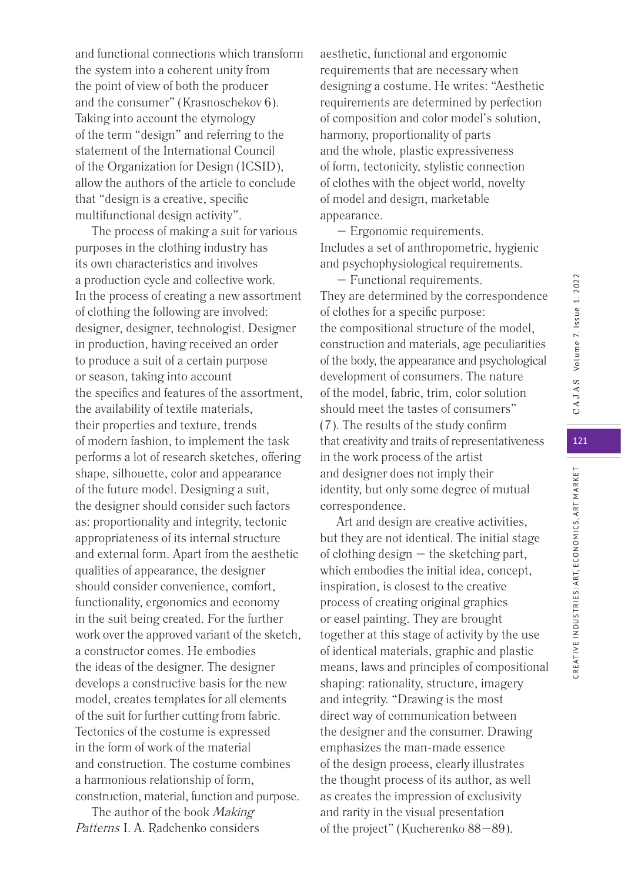and functional connections which transform the system into a coherent unity from the point of view of both the producer and the consumer" (Krasnoschekov 6). Taking into account the etymology of the term "design" and referring to the statement of the International Council of the Organization for Design (ICSID), allow the authors of the article to conclude that "design is a creative, specific multifunctional design activity".

The process of making a suit for various purposes in the clothing industry has its own characteristics and involves a production cycle and collective work. In the process of creating a new assortment of clothing the following are involved: designer, designer, technologist. Designer in production, having received an order to produce a suit of a certain purpose or season, taking into account the specifics and features of the assortment, the availability of textile materials, their properties and texture, trends of modern fashion, to implement the task performs a lot of research sketches, offering shape, silhouette, color and appearance of the future model. Designing a suit, the designer should consider such factors as: proportionality and integrity, tectonic appropriateness of its internal structure and external form. Apart from the aesthetic qualities of appearance, the designer should consider convenience, comfort, functionality, ergonomics and economy in the suit being created. For the further work over the approved variant of the sketch, a constructor comes. He embodies the ideas of the designer. The designer develops a constructive basis for the new model, creates templates for all elements of the suit for further cutting from fabric. Tectonics of the costume is expressed in the form of work of the material and construction. The costume combines a harmonious relationship of form, construction, material, function and purpose.

The author of the book *Making Patterns* I. A. Radchenko considers aesthetic, functional and ergonomic requirements that are necessary when designing a costume. He writes: "Aesthetic requirements are determined by perfection of composition and color model's solution, harmony, proportionality of parts and the whole, plastic expressiveness of form, tectonicity, stylistic connection of clothes with the object world, novelty of model and design, marketable appearance.

– Ergonomic requirements. Includes a set of anthropometric, hygienic and psychophysiological requirements.

– Functional requirements. They are determined by the correspondence of clothes for a specific purpose: the compositional structure of the model, construction and materials, age peculiarities of the body, the appearance and psychological development of consumers. The nature of the model, fabric, trim, color solution should meet the tastes of consumers" (7). The results of the study confirm that creativity and traits of representativeness in the work process of the artist and designer does not imply their identity, but only some degree of mutual correspondence.

Art and design are creative activities, but they are not identical. The initial stage of clothing design – the sketching part, which embodies the initial idea, concept, inspiration, is closest to the creative process of creating original graphics or easel painting. They are brought together at this stage of activity by the use of identical materials, graphic and plastic means, laws and principles of compositional shaping: rationality, structure, imagery and integrity. "Drawing is the most direct way of communication between the designer and the consumer. Drawing emphasizes the man-made essence of the design process, clearly illustrates the thought process of its author, as well as creates the impression of exclusivity and rarity in the visual presentation of the project" (Kucherenko 88–89).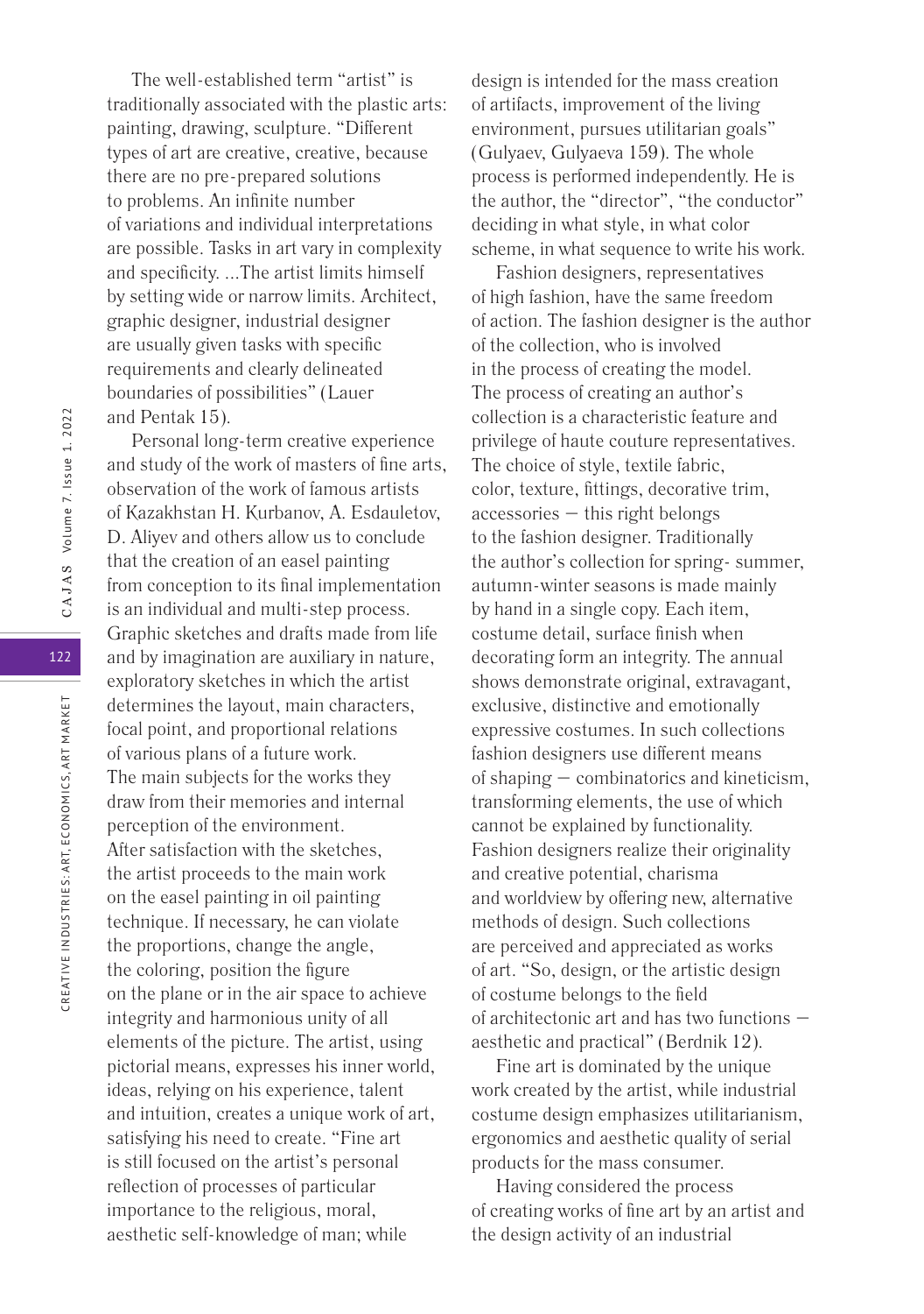The well-established term "artist" is traditionally associated with the plastic arts: painting, drawing, sculpture. "Different types of art are creative, creative, because there are no pre-prepared solutions to problems. An infinite number of variations and individual interpretations are possible. Tasks in art vary in complexity and specificity. ...The artist limits himself by setting wide or narrow limits. Architect, graphic designer, industrial designer are usually given tasks with specific requirements and clearly delineated boundaries of possibilities" (Lauer and Pentak 15).

Personal long-term creative experience and study of the work of masters of fine arts, observation of the work of famous artists of Kazakhstan H. Kurbanov, A. Esdauletov, D. Aliyev and others allow us to conclude that the creation of an easel painting from conception to its final implementation is an individual and multi-step process. Graphic sketches and drafts made from life and by imagination are auxiliary in nature, exploratory sketches in which the artist determines the layout, main characters, focal point, and proportional relations of various plans of a future work. The main subjects for the works they draw from their memories and internal perception of the environment. After satisfaction with the sketches, the artist proceeds to the main work on the easel painting in oil painting technique. If necessary, he can violate the proportions, change the angle, the coloring, position the figure on the plane or in the air space to achieve integrity and harmonious unity of all elements of the picture. The artist, using pictorial means, expresses his inner world, ideas, relying on his experience, talent and intuition, creates a unique work of art, satisfying his need to create. "Fine art is still focused on the artist's personal reflection of processes of particular importance to the religious, moral, aesthetic self-knowledge of man; while design is intended for the mass creation of artifacts, improvement of the living environment, pursues utilitarian goals" (Gulyaev, Gulyaeva 159). The whole process is performed independently. He is the author, the "director", "the conductor" deciding in what style, in what color scheme, in what sequence to write his work.

Fashion designers, representatives of high fashion, have the same freedom of action. The fashion designer is the author of the collection, who is involved in the process of creating the model. The process of creating an author's collection is a characteristic feature and privilege of haute couture representatives. The choice of style, textile fabric, color, texture, fittings, decorative trim, accessories — this right belongs to the fashion designer. Traditionally the author's collection for spring- summer, autumn-winter seasons is made mainly by hand in a single copy. Each item, costume detail, surface finish when decorating form an integrity. The annual shows demonstrate original, extravagant, exclusive, distinctive and emotionally expressive costumes. In such collections fashion designers use different means of shaping — combinatorics and kineticism, transforming elements, the use of which cannot be explained by functionality. Fashion designers realize their originality and creative potential, charisma and worldview by offering new, alternative methods of design. Such collections are perceived and appreciated as works of art. "So, design, or the artistic design of costume belongs to the field of architectonic art and has two functions — aesthetic and practical" (Berdnik 12).

Fine art is dominated by the unique work created by the artist, while industrial costume design emphasizes utilitarianism, ergonomics and aesthetic quality of serial products for the mass consumer.

Having considered the process of creating works of fine art by an artist and the design activity of an industrial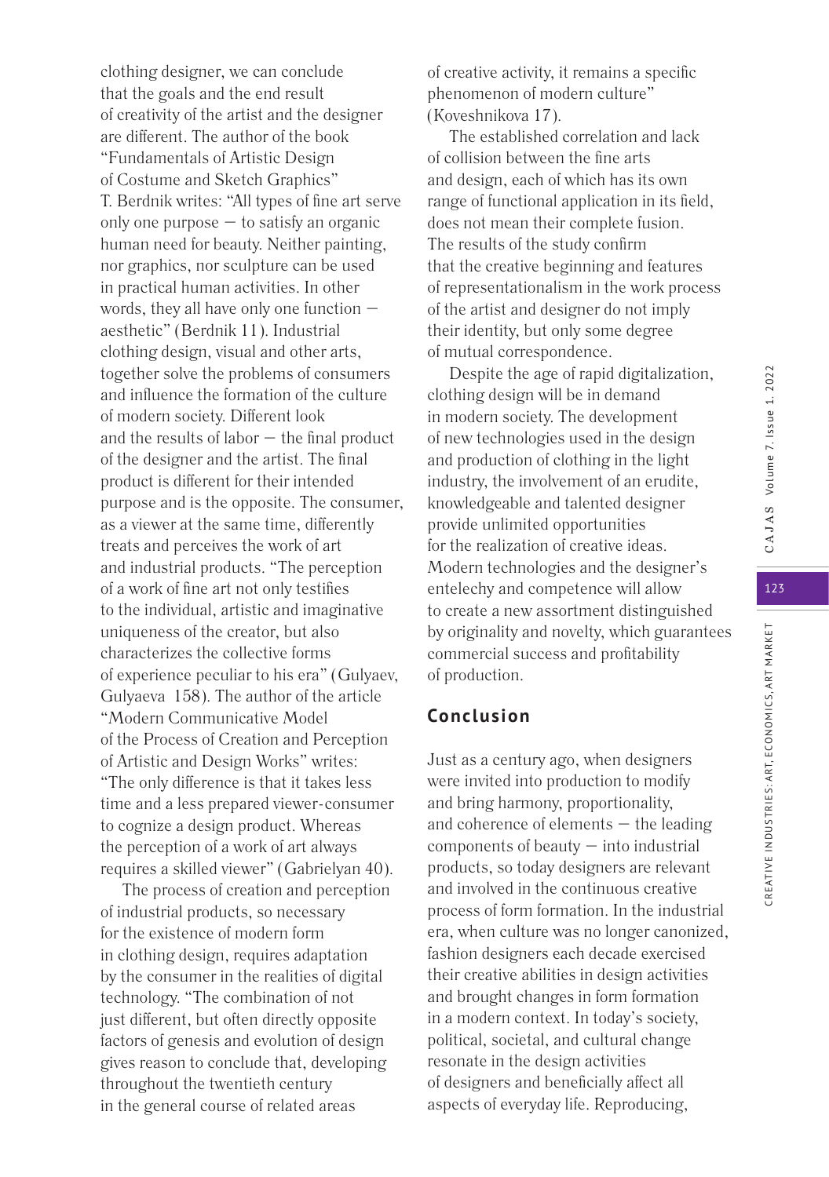clothing designer, we can conclude that the goals and the end result of creativity of the artist and the designer are different. The author of the book "Fundamentals of Artistic Design of Costume and Sketch Graphics" T. Berdnik writes: "All types of fine art serve only one purpose — to satisfy an organic human need for beauty. Neither painting, nor graphics, nor sculpture can be used in practical human activities. In other words, they all have only one function — aesthetic" (Berdnik 11). Industrial clothing design, visual and other arts, together solve the problems of consumers and influence the formation of the culture of modern society. Different look and the results of labor — the final product of the designer and the artist. The final product is different for their intended purpose and is the opposite. The consumer, as a viewer at the same time, differently treats and perceives the work of art and industrial products. "The perception of a work of fine art not only testifies to the individual, artistic and imaginative uniqueness of the creator, but also characterizes the collective forms of experience peculiar to his era" (Gulyaev, Gulyaeva 158). The author of the article "Modern Communicative Model of the Process of Creation and Perception of Artistic and Design Works" writes: "The only difference is that it takes less time and a less prepared viewer-consumer to cognize a design product. Whereas the perception of a work of art always requires a skilled viewer" (Gabrielyan 40).

The process of creation and perception of industrial products, so necessary for the existence of modern form in clothing design, requires adaptation by the consumer in the realities of digital technology. "The combination of not just different, but often directly opposite factors of genesis and evolution of design gives reason to conclude that, developing throughout the twentieth century in the general course of related areas of creative activity, it remains a specific phenomenon of modern culture" (Koveshnikova 17).

The established correlation and lack of collision between the fine arts and design, each of which has its own range of functional application in its field, does not mean their complete fusion. The results of the study confirm that the creative beginning and features of representationalism in the work process of the artist and designer do not imply their identity, but only some degree of mutual correspondence.

Despite the age of rapid digitalization, clothing design will be in demand in modern society. The development of new technologies used in the design and production of clothing in the light industry, the involvement of an erudite, knowledgeable and talented designer provide unlimited opportunities for the realization of creative ideas. Modern technologies and the designer's entelechy and competence will allow to create a new assortment distinguished by originality and novelty, which guarantees commercial success and profitability of production.

## Conclusion

Just as a century ago, when designers were invited into production to modify and bring harmony, proportionality, and coherence of elements — the leading components of beauty — into industrial products, so today designers are relevant and involved in the continuous creative process of form formation. In the industrial era, when culture was no longer canonized, fashion designers each decade exercised their creative abilities in design activities and brought changes in form formation in a modern context. In today's society, political, societal, and cultural change resonate in the design activities of designers and beneficially affect all aspects of everyday life. Reproducing,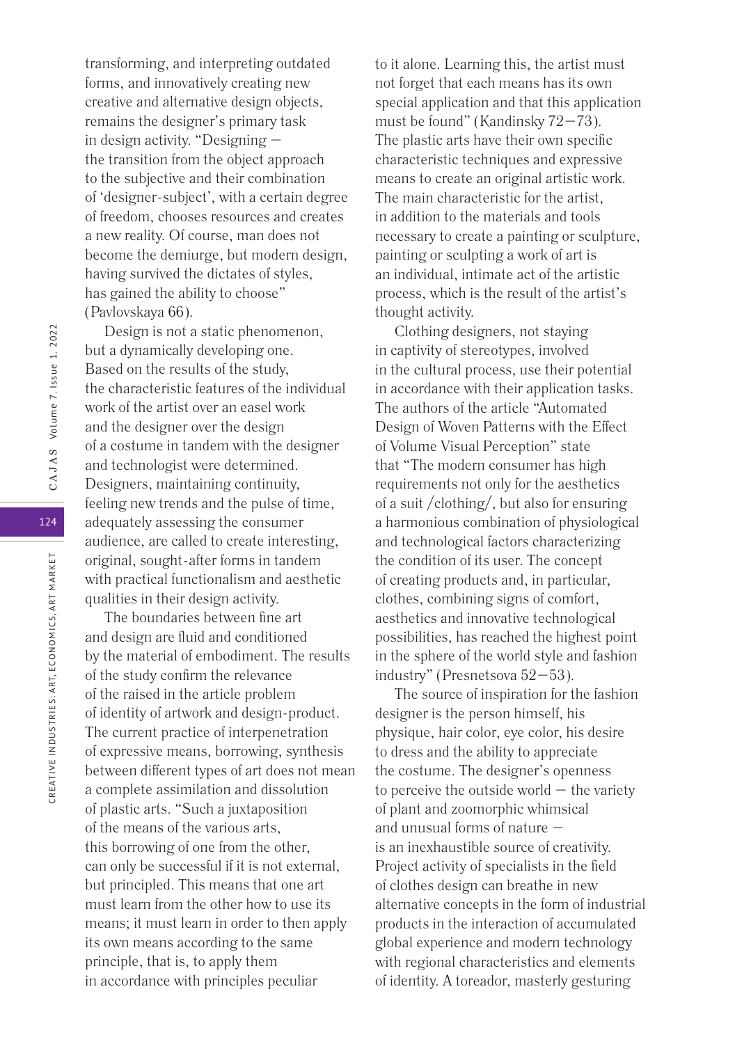transforming, and interpreting outdated forms, and innovatively creating new creative and alternative design objects, remains the designer's primary task in design activity. "Designing — the transition from the object approach to the subjective and their combination of 'designer-subject', with a certain degree of freedom, chooses resources and creates a new reality. Of course, man does not become the demiurge, but modern design, having survived the dictates of styles, has gained the ability to choose" (Pavlovskaya 66).

Design is not a static phenomenon, but a dynamically developing one. Based on the results of the study, the characteristic features of the individual work of the artist over an easel work and the designer over the design of a costume in tandem with the designer and technologist were determined. Designers, maintaining continuity, feeling new trends and the pulse of time, adequately assessing the consumer audience, are called to create interesting, original, sought-after forms in tandem with practical functionalism and aesthetic qualities in their design activity.

The boundaries between fine art and design are fluid and conditioned by the material of embodiment. The results of the study confirm the relevance of the raised in the article problem of identity of artwork and design-product. The current practice of interpenetration of expressive means, borrowing, synthesis between different types of art does not mean a complete assimilation and dissolution of plastic arts. "Such a juxtaposition of the means of the various arts, this borrowing of one from the other, can only be successful if it is not external, but principled. This means that one art must learn from the other how to use its means; it must learn in order to then apply its own means according to the same principle, that is, to apply them in accordance with principles peculiar to it alone. Learning this, the artist must not forget that each means has its own special application and that this application must be found" (Kandinsky 72–73). The plastic arts have their own specific characteristic techniques and expressive means to create an original artistic work. The main characteristic for the artist, in addition to the materials and tools necessary to create a painting or sculpture, painting or sculpting a work of art is an individual, intimate act of the artistic process, which is the result of the artist's thought activity.

Clothing designers, not staying in captivity of stereotypes, involved in the cultural process, use their potential in accordance with their application tasks. The authors of the article "Automated Design of Woven Patterns with the Effect of Volume Visual Perception" state that "The modern consumer has high requirements not only for the aesthetics of a suit /clothing/, but also for ensuring a harmonious combination of physiological and technological factors characterizing the condition of its user. The concept of creating products and, in particular, clothes, combining signs of comfort, aesthetics and innovative technological possibilities, has reached the highest point in the sphere of the world style and fashion industry" (Presnetsova 52–53).

The source of inspiration for the fashion designer is the person himself, his physique, hair color, eye color, his desire to dress and the ability to appreciate the costume. The designer's openness to perceive the outside world — the variety of plant and zoomorphic whimsical and unusual forms of nature — is an inexhaustible source of creativity. Project activity of specialists in the field of clothes design can breathe in new alternative concepts in the form of industrial products in the interaction of accumulated global experience and modern technology with regional characteristics and elements of identity. A toreador, masterly gesturing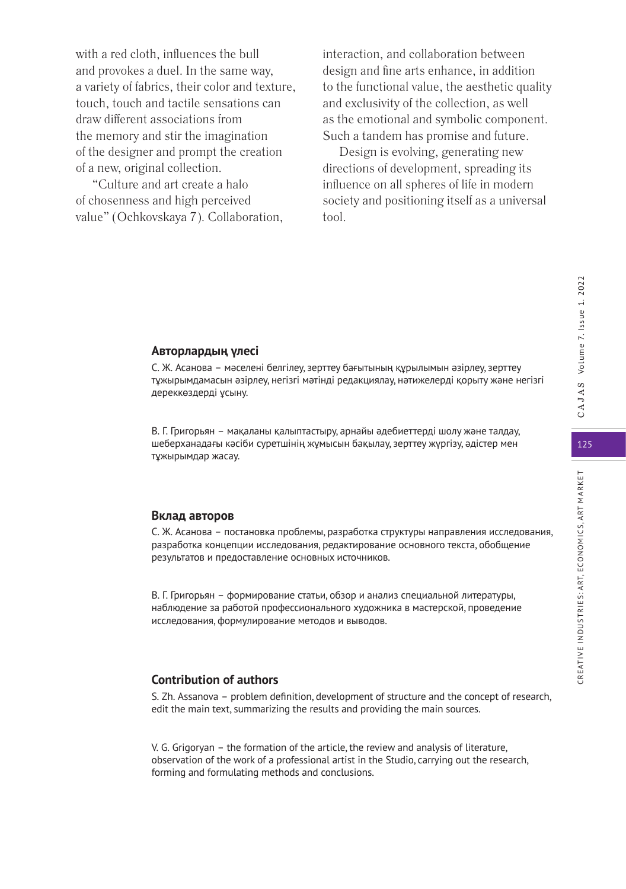with a red cloth, influences the bull and provokes a duel. In the same way, a variety of fabrics, their color and texture, touch, touch and tactile sensations can draw different associations from the memory and stir the imagination of the designer and prompt the creation of a new, original collection.

"Culture and art create a halo of chosenness and high perceived value" (Ochkovskaya 7). Collaboration, interaction, and collaboration between design and fine arts enhance, in addition to the functional value, the aesthetic quality and exclusivity of the collection, as well as the emotional and symbolic component. Such a tandem has promise and future.

Design is evolving, generating new directions of development, spreading its influence on all spheres of life in modern society and positioning itself as a universal tool.

### Авторлардың үлесі

С. Ж. Асанова – мәселені белгілеу, зерттеу бағытының құрылымын әзірлеу, зерттеу тұжырымдамасын әзірлеу, негізгі мәтінді редакциялау, нәтижелерді қорыту және негізгі дереккөздерді ұсыну.

В. Г. Григорьян – мақаланы қалыптастыру, арнайы әдебиеттерді шолу және талдау, шеберханадағы кәсіби суретшінің жұмысын бақылау, зерттеу жүргізу, әдістер мен тұжырымдар жасау.

### Вклад авторов

С. Ж. Асанова – постановка проблемы, разработка структуры направления исследования, разработка концепции исследования, редактирование основного текста, обобщение результатов и предоставление основных источников.

В. Г. Григорьян – формирование статьи, обзор и анализ специальной литературы, наблюдение за работой профессионального художника в мастерской, проведение исследования, формулирование методов и выводов.

### Contribution of authors

S. Zh. Assanova – problem definition, development of structure and the concept of research, edit the main text, summarizing the results and providing the main sources.

V. G. Grigoryan – the formation of the article, the review and analysis of literature, observation of the work of a professional artist in the Studio, carrying out the research, forming and formulating methods and conclusions.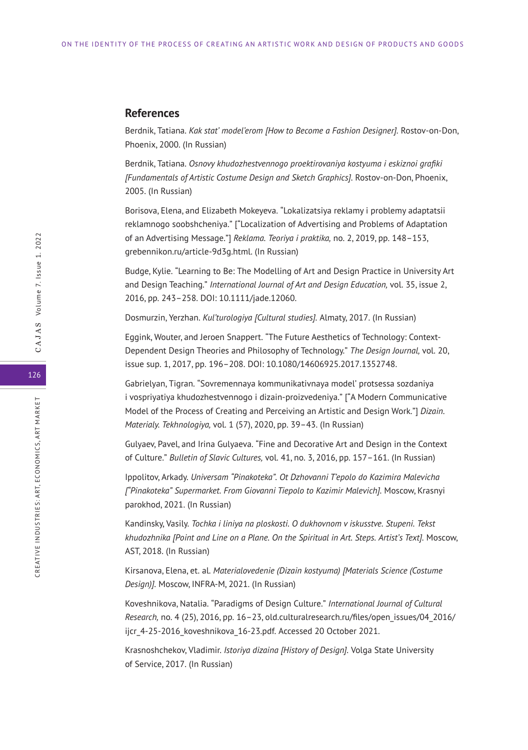## References

Berdnik, Tatiana. *Kak stat' model'erom [How to Become a Fashion Designer]*. Rostov-on-Don, Phoenix, 2000. (In Russian)

Berdnik, Tatiana. *Osnovy khudozhestvennogo proektirovaniya kostyuma i eskiznoi grafiki [Fundamentals of Artistic Costume Design and Sketch Graphics]*. Rostov-on-Don, Phoenix, 2005. (In Russian)

Borisova, Elena, and Elizabeth Mokeyeva. "Lokalizatsiya reklamy i problemy adaptatsii reklamnogo soobshcheniya." ["Localization of Advertising and Problems of Adaptation of an Advertising Message."] *Reklama. Teoriya i praktika,* no. 2, 2019, pp. 148–153, grebennikon.ru/article-9d3g.html. (In Russian)

Budge, Kylie. "Learning to Be: The Modelling of Art and Design Practice in University Art and Design Teaching." *International Journal of Art and Design Education,* vol. 35, issue 2, 2016, pp. 243–258. DOI: 10.1111/jade.12060.

Dosmurzin, Yerzhan. *Kul'turologiya [Cultural studies]*. Almaty, 2017. (In Russian)

Eggink, Wouter, and Jeroen Snappert. "The Future Aesthetics of Technology: Context-Dependent Design Theories and Philosophy of Technology." *The Design Journal,* vol. 20, issue sup. 1, 2017, pp. 196–208. DOI: 10.1080/14606925.2017.1352748.

Gabrielyan, Tigran. "Sovremennaya kommunikativnaya model' protsessa sozdaniya i vospriyatiya khudozhestvennogo i dizain-proizvedeniya." ["A Modern Communicative Model of the Process of Creating and Perceiving an Artistic and Design Work."] *Dizain. Materialy. Tekhnologiya,* vol. 1 (57), 2020, pp. 39–43. (In Russian)

Gulyaev, Pavel, and Irina Gulyaeva. "Fine and Decorative Art and Design in the Context of Culture." *Bulletin of Slavic Cultures,* vol. 41, no. 3, 2016, pp. 157–161. (In Russian)

Ippolitov, Arkady. *Universam "Pinakoteka". Ot Dzhovanni T'epolo do Kazimira Malevicha ["Pinakoteka" Supermarket. From Giovanni Tiepolo to Kazimir Malevich]*. Moscow, Krasnyi parokhod, 2021. (In Russian)

Kandinsky, Vasily. *Tochka i liniya na ploskosti. O dukhovnom v iskusstve. Stupeni. Tekst khudozhnika [Point and Line on a Plane. On the Spiritual in Art. Steps. Artist's Text]*. Moscow, AST, 2018. (In Russian)

Kirsanova, Elena, et. al. *Materialovedenie (Dizain kostyuma) [Materials Science (Costume Design)]*. Moscow, INFRA-M, 2021. (In Russian)

Koveshnikova, Natalia. "Paradigms of Design Culture." *International Journal of Cultural Research,* no. 4 (25), 2016, pp. 16–23, old.culturalresearch.ru/files/open_issues/04_2016/ijcr_4-25-2016_koveshnikova_16-23.pdf. Accessed 20 October 2021.

Krasnoshchekov, Vladimir. *Istoriya dizaina [History of Design]*. Volga State University of Service, 2017. (In Russian)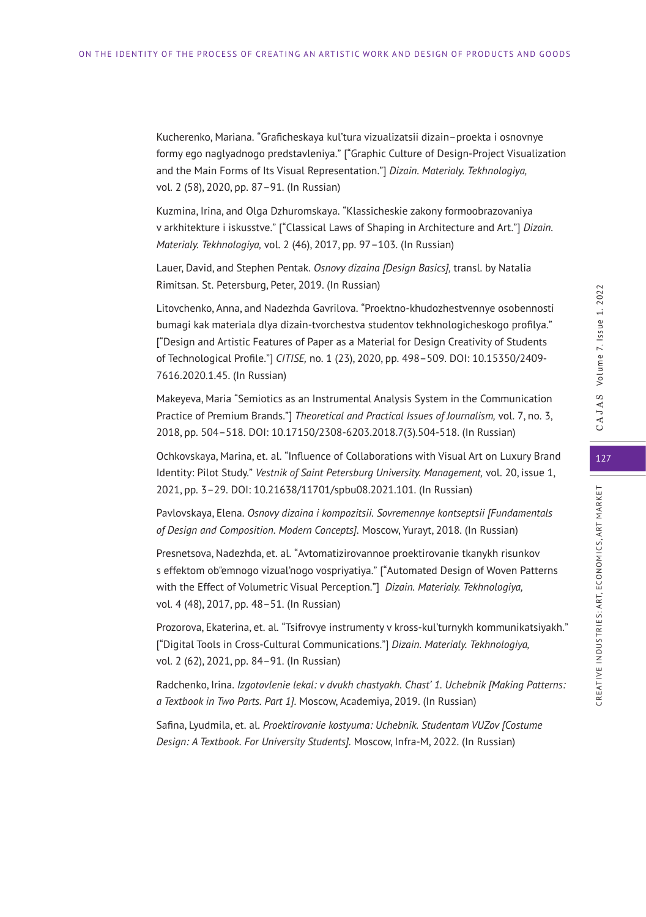Kucherenko, Mariana. “Graficheskaya kul’tura vizualizatsii dizain–proekta i osnovnye formy ego naglyadnogo predstavleniya.” [“Graphic Culture of Design-Project Visualization and the Main Forms of Its Visual Representation.”] *Dizain. Materialy. Tekhnologiya,* vol. 2 (58), 2020, pp. 87–91. (In Russian)

Kuzmina, Irina, and Olga Dzhuromskaya. “Klassicheskie zakony formoobrazovaniya v arkhitekture i iskusstve.” [“Classical Laws of Shaping in Architecture and Art.”] *Dizain. Materialy. Tekhnologiya,* vol. 2 (46), 2017, pp. 97–103. (In Russian)

Lauer, David, and Stephen Pentak. *Osnovy dizaina [Design Basics],* transl. by Natalia Rimitsan. St. Petersburg, Peter, 2019. (In Russian)

Litovchenko, Anna, and Nadezhda Gavrilova. “Proektno-khudozhestvennye osobennosti bumagi kak materiala dlya dizain-tvorchestva studentov tekhnologicheskogo profilya.” [“Design and Artistic Features of Paper as a Material for Design Creativity of Students of Technological Profile.”] *CITISE,* no. 1 (23), 2020, pp. 498–509. DOI: 10.15350/2409-7616.2020.1.45. (In Russian)

Makeyeva, Maria “Semiotics as an Instrumental Analysis System in the Communication Practice of Premium Brands.”] *Theoretical and Practical Issues of Journalism,* vol. 7, no. 3, 2018, pp. 504–518. DOI: 10.17150/2308-6203.2018.7(3).504-518. (In Russian)

Ochkovskaya, Marina, et. al. “Influence of Collaborations with Visual Art on Luxury Brand Identity: Pilot Study.” *Vestnik of Saint Petersburg University. Management,* vol. 20, issue 1, 2021, pp. 3–29. DOI: 10.21638/11701/spbu08.2021.101. (In Russian)

Pavlovskaya, Elena. *Osnovy dizaina i kompozitsii. Sovremennye kontseptsii [Fundamentals of Design and Composition. Modern Concepts].* Moscow, Yurayt, 2018. (In Russian)

Presnetsova, Nadezhda, et. al. “Avtomatizirovannoe proektirovanie tkanykh risunkov s effektom ob"emnogo vizual’nogo vospriyatiya.” [“Automated Design of Woven Patterns with the Effect of Volumetric Visual Perception.”] *Dizain. Materialy. Tekhnologiya,* vol. 4 (48), 2017, pp. 48–51. (In Russian)

Prozorova, Ekaterina, et. al. “Tsifrovye instrumenty v kross-kul’turnykh kommunikatsiyakh.” [“Digital Tools in Cross-Cultural Communications.”] *Dizain. Materialy. Tekhnologiya,* vol. 2 (62), 2021, pp. 84–91. (In Russian)

Radchenko, Irina. *Izgotovlenie lekal: v dvukh chastyakh. Chast’ 1. Uchebnik [Making Patterns: a Textbook in Two Parts. Part 1].* Moscow, Academiya, 2019. (In Russian)

Safina, Lyudmila, et. al. *Proektirovanie kostyuma: Uchebnik. Studentam VUZov [Costume Design: A Textbook. For University Students].* Moscow, Infra-M, 2022. (In Russian)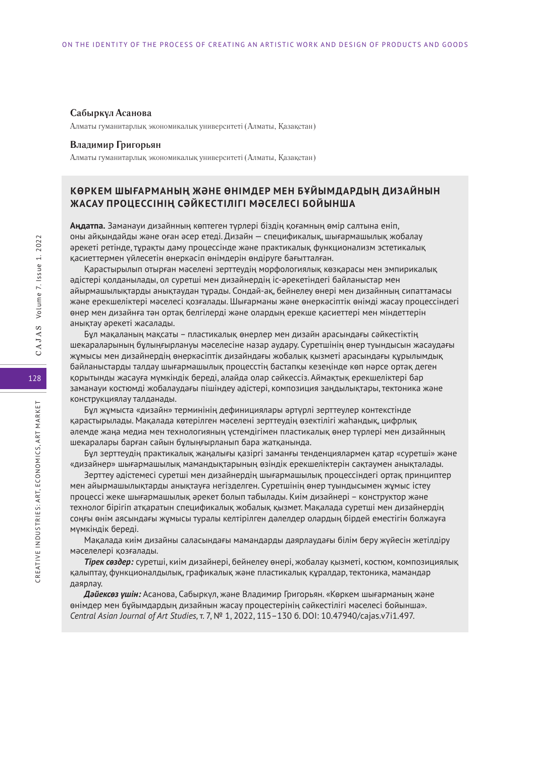**Сабыркүл Асанова**

Алматы гуманитарлық экономикалық университеті (Алматы, Қазақстан)

**Владимир Григорьян**

Алматы гуманитарлық экономикалық университеті (Алматы, Қазақстан)

## КӨРКЕМ ШЫҒАРМАНЫҢ ЖӘНЕ ӨНІМДЕР МЕН БҰЙЫМДАРДЫҢ ДИЗАЙНЫН ЖАСАУ ПРОЦЕССІНІҢ СӘЙКЕСТІЛІГІ МӘСЕЛЕСІ БОЙЫНША

**Аңдатпа.** Заманауи дизайнның көптеген түрлері біздің қоғамның өмір салтына еніп, оны айқындайды және оған әсер етеді. Дизайн — спецификалық, шығармашылық жобалау әрекеті ретінде, тұрақты даму процессінде және практикалық функционализм эстетикалық қасиеттермен үйлесетін өнеркәсіп өнімдерін өндіруге бағытталған.

Қарастырылып отырған мәселені зерттеудің морфологиялық көзқарасы мен эмпирикалық әдістері қолданылады, ол суретші мен дизайнердің іс-әрекетіндегі байланыстар мен айырмашылықтарды анықтаудан тұрады. Сондай-ақ, бейнелеу өнері мен дизайнның сипаттамасы және ерекшеліктері мәселесі қозғалады. Шығарманы және өнеркәсіптік өнімді жасау процессіндегі өнер мен дизайнға тән ортақ белгілерді және олардың ерекше қасиеттері мен міндеттерін анықтау әрекеті жасалады.

Бұл мақаланың мақсаты – пластикалық өнерлер мен дизайн арасындағы сәйкестіктің шекараларының бұлыңғырлануы мәселесіне назар аудару. Суретшінің өнер туындысын жасаудағы жұмысы мен дизайнердің өнеркәсіптік дизайндағы жобалық қызметі арасындағы құрылымдық байланыстарды талдау шығармашылық процесстің бастапқы кезеңінде көп нәрсе ортақ деген қорытынды жасауға мүмкіндік береді, алайда олар сәйкессіз. Аймақтық ерекшеліктері бар заманауи костюмді жобалаудағы пішіндеу әдістері, композиция заңдылықтары, тектоника және конструкциялау талданады.

Бұл жұмыста «дизайн» терминінің дефинициялары әртүрлі зерттеулер контекстінде қарастырылады. Мақалада көтерілген мәселені зерттеудің өзектілігі жаһандық, цифрлық әлемде жаңа медиа мен технологияның үстемдігімен пластикалық өнер түрлері мен дизайнның шекаралары барған сайын бұлыңғырланып бара жатқанында.

Бұл зерттеудің практикалық жаңалығы қазіргі заманғы тенденциялармен қатар «суретші» және «дизайнер» шығармашылық мамандықтарының өзіндік ерекшеліктерін сақтаумен анықталады.

Зерттеу әдістемесі суретші мен дизайнердің шығармашылық процессіндегі ортақ принциптер мен айырмашылықтарды анықтауға негізделген. Суретшінің өнер туындысымен жұмыс істеу процессі жеке шығармашылық әрекет болып табылады. Киім дизайнері – конструктор және технолог бірігіп атқаратын спецификалық жобалық қызмет. Мақалада суретші мен дизайнердің соңғы өнім аясындағы жұмысы туралы келтірілген дәлелдер олардың бірдей еместігін болжауға мүмкіндік береді.

Мақалада киім дизайны саласындағы мамандарды даярлаудағы білім беру жүйесін жетілдіру мәселелері қозғалады.

***Тірек сөздер:*** суретші, киім дизайнері, бейнелеу өнері, жобалау қызметі, костюм, композициялық қалыптау, функционалдылық, графикалық және пластикалық құралдар, тектоника, мамандар даярлау.

***Дәйексөз үшін:*** Асанова, Сабыркүл, және Владимир Григорьян. «Көркем шығарманың және өнімдер мен бұйымдардың дизайнын жасау процестерінің сәйкестілігі мәселесі бойынша». *Central Asian Journal of Art Studies*, т. 7, № 1, 2022, 115–130 б. DOI: 10.47940/cajas.v7i1.497.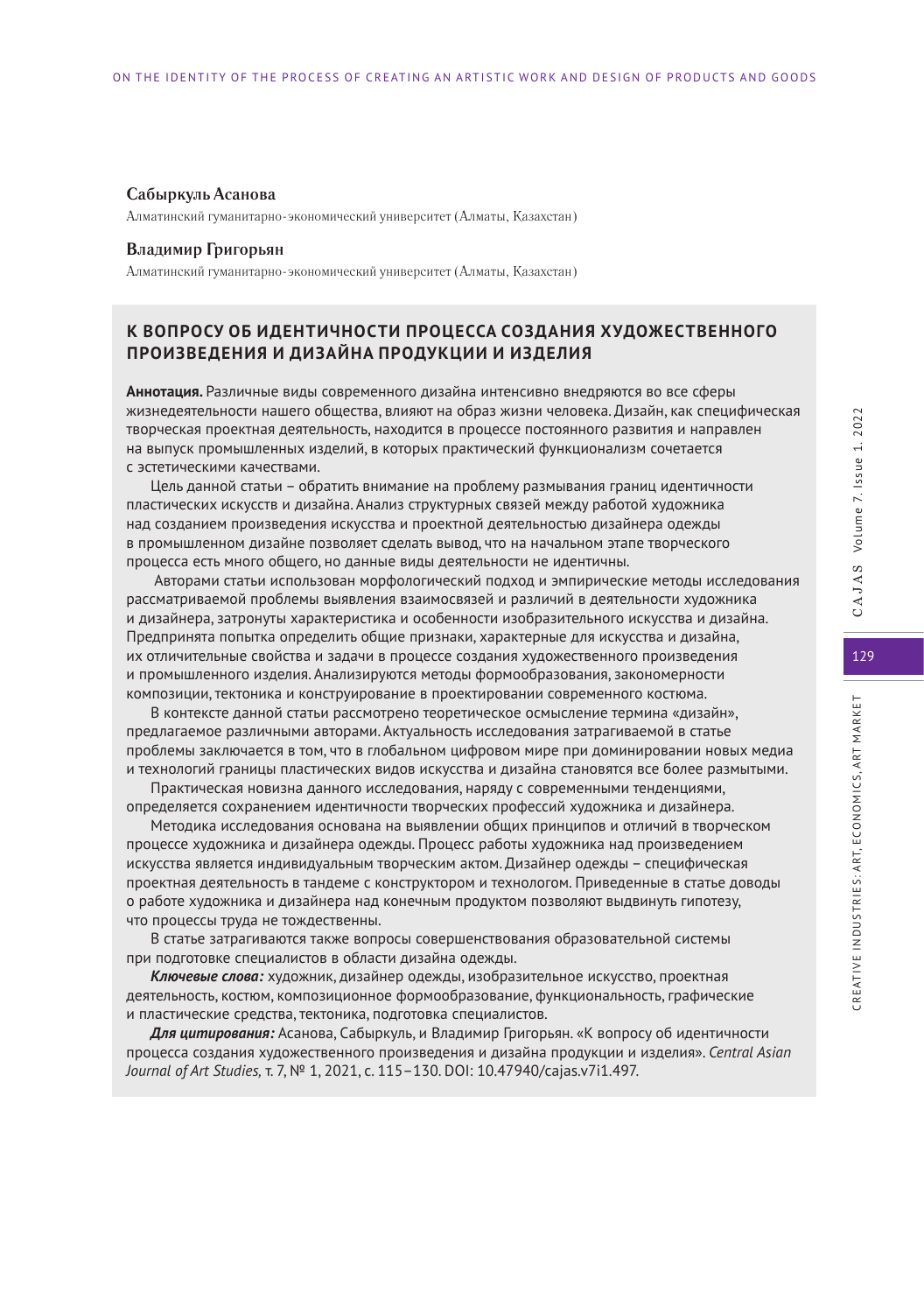**Сабыркуль Асанова**

Алматинский гуманитарно-экономический университет (Алматы, Қазахстан)

**Владимир Григорьян**

Алматинский гуманитарно-экономический университет (Алматы, Қазахстан)

## К ВОПРОСУ ОБ ИДЕНТИЧНОСТИ ПРОЦЕССА СОЗДАНИЯ ХУДОЖЕСТВЕННОГО ПРОИЗВЕДЕНИЯ И ДИЗАЙНА ПРОДУКЦИИ И ИЗДЕЛИЯ

**Аннотация.** Различные виды современного дизайна интенсивно внедряются во все сферы жизнедеятельности нашего общества, влияют на образ жизни человека. Дизайн, как специфическая творческая проектная деятельность, находится в процессе постоянного развития и направлен на выпуск промышленных изделий, в которых практический функционализм сочетается с эстетическими качествами.

Цель данной статьи – обратить внимание на проблему размывания границ идентичности пластических искусств и дизайна. Анализ структурных связей между работой художника над созданием произведения искусства и проектной деятельностью дизайнера одежды в промышленном дизайне позволяет сделать вывод, что на начальном этапе творческого процесса есть много общего, но данные виды деятельности не идентичны.

Авторами статьи использован морфологический подход и эмпирические методы исследования рассматриваемой проблемы выявления взаимосвязей и различий в деятельности художника и дизайнера, затронуты характеристика и особенности изобразительного искусства и дизайна. Предпринята попытка определить общие признаки, характерные для искусства и дизайна, их отличительные свойства и задачи в процессе создания художественного произведения и промышленного изделия. Анализируются методы формообразования, закономерности композиции, тектоника и конструирование в проектировании современного костюма.

В контексте данной статьи рассмотрено теоретическое осмысление термина «дизайн», предлагаемое различными авторами. Актуальность исследования затрагиваемой в статье проблемы заключается в том, что в глобальном цифровом мире при доминировании новых медиа и технологий границы пластических видов искусства и дизайна становятся все более размытыми.

Практическая новизна данного исследования, наряду с современными тенденциями, определяется сохранением идентичности творческих профессий художника и дизайнера.

Методика исследования основана на выявлении общих принципов и отличий в творческом процессе художника и дизайнера одежды. Процесс работы художника над произведением искусства является индивидуальным творческим актом. Дизайнер одежды – специфическая проектная деятельность в тандеме с конструктором и технологом. Приведенные в статье доводы о работе художника и дизайнера над конечным продуктом позволяют выдвинуть гипотезу, что процессы труда не тождественны.

В статье затрагиваются также вопросы совершенствования образовательной системы при подготовке специалистов в области дизайна одежды.

***Ключевые слова:*** художник, дизайнер одежды, изобразительное искусство, проектная деятельность, костюм, композиционное формообразование, функциональность, графические и пластические средства, тектоника, подготовка специалистов.

***Для цитирования:*** Асанова, Сабыркуль, и Владимир Григорьян. «К вопросу об идентичности процесса создания художественного произведения и дизайна продукции и изделия». *Central Asian Journal of Art Studies,* т. 7, № 1, 2021, с. 115–130. DOI: 10.47940/cajas.v7i1.497.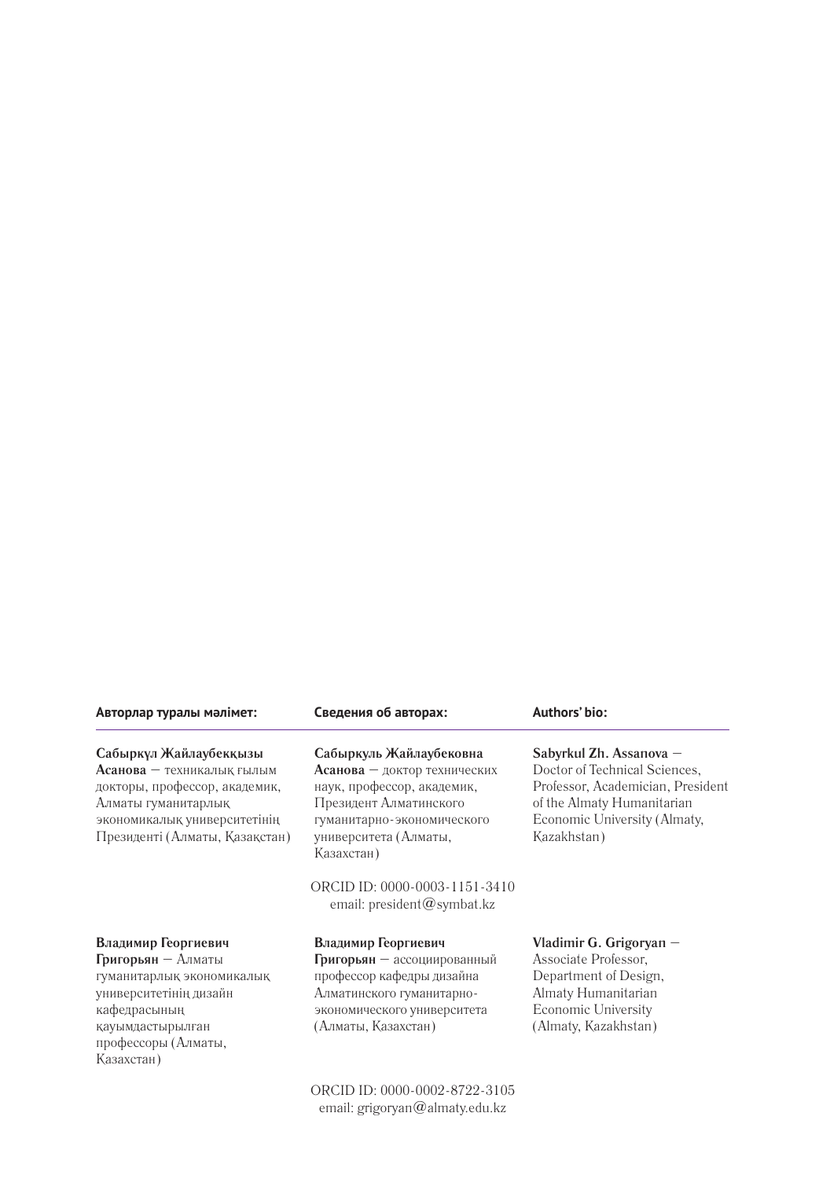**Авторлар туралы мәлімет:**

**Сабыркүл Жайлаубекқызы Асанова** — техникалық ғылым докторы, профессор, академик, Алматы гуманитарлық экономикалық университетінің Президенті (Алматы, Қазақстан)

**Владимир Георгиевич Григорьян** — Алматы гуманитарлық экономикалық университетінің дизайн кафедрасының қауымдастырылған профессоры (Алматы, Қазақстан)

**Сведения об авторах:**

**Сабыркуль Жайлаубековна Асанова** — доктор технических наук, профессор, академик, Президент Алматинского гуманитарно-экономического университета (Алматы, Казахстан)

ORCID ID: 0000-0003-1151-3410
email: president@symbat.kz

**Владимир Георгиевич Григорьян** — ассоциированный профессор кафедры дизайна Алматинского гуманитарно-экономического университета (Алматы, Казахстан)

ORCID ID: 0000-0002-8722-3105
email: grigoryan@almaty.edu.kz

**Authors' bio:**

**Sabyrkul Zh. Assanova** — Doctor of Technical Sciences, Professor, Academician, President of the Almaty Humanitarian Economic University (Almaty, Kazakhstan)

**Vladimir G. Grigoryan** — Associate Professor, Department of Design, Almaty Humanitarian Economic University (Almaty, Kazakhstan)